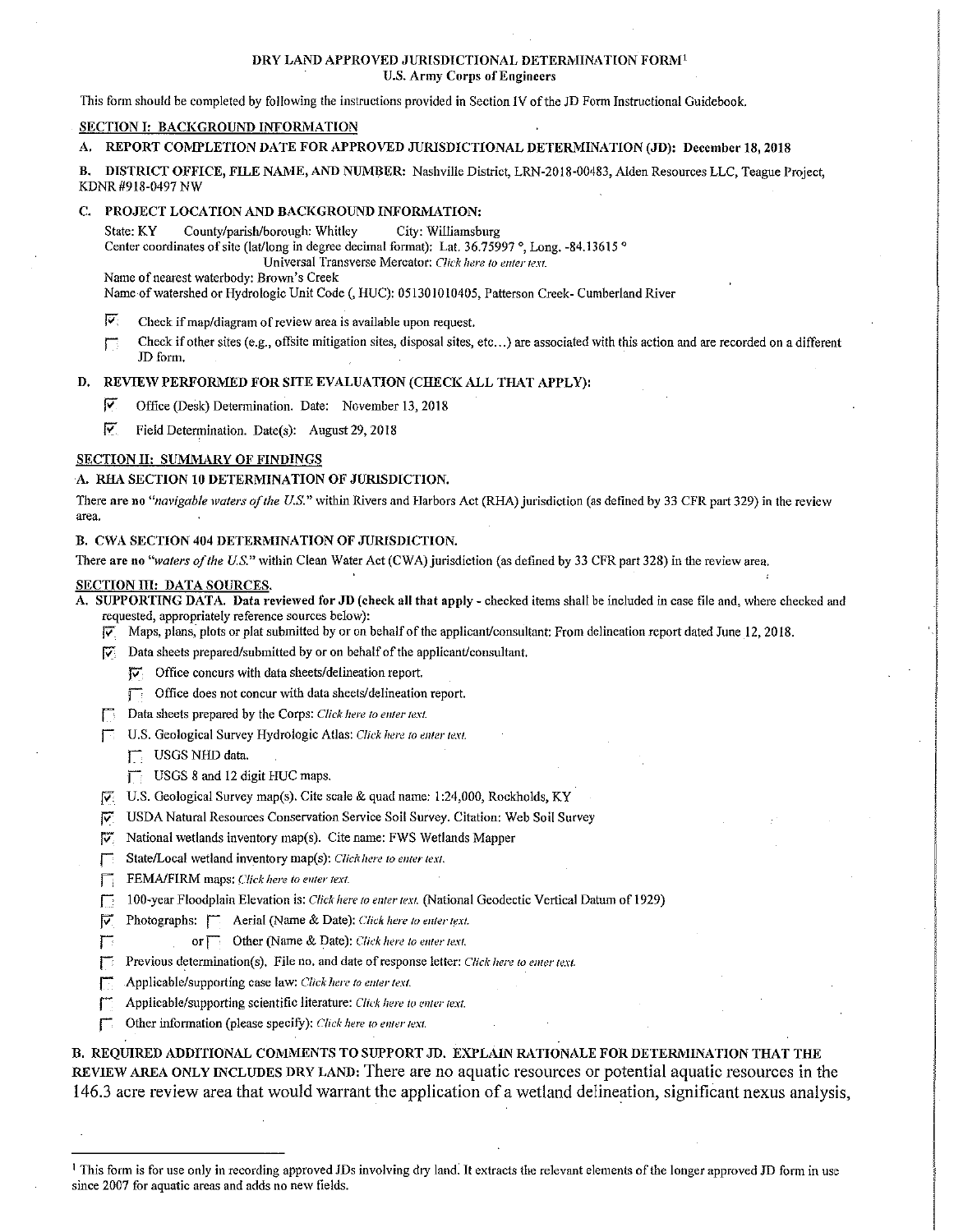# DRY LAND APPROVED JURISDICTIONAL DETERMINATION FORM[1]

**U.S. Army Corps of Engineers**

This form should be completed by following the instructions provided in Section IV of the JD Form Instructional Guidebook.

## SECTION I: BACKGROUND INFORMATION

**A. REPORT COMPLETION DATE FOR APPROVED JURISDICTIONAL DETERMINATION (JD): December 18, 2018**

**B. DISTRICT OFFICE, FILE NAME, AND NUMBER:** Nashville District, LRN-2018-00483, Alden Resources LLC, Teague Project, KDNR #918-0497 NW

**C. PROJECT LOCATION AND BACKGROUND INFORMATION:**

State: KY County/parish/borough: Whitley City: Williamsburg
Center coordinates of site (lat/long in degree decimal format): Lat. 36.75997 °, Long. -84.13615 °
Universal Transverse Mercator: *Click here to enter text.*
Name of nearest waterbody: Brown's Creek
Name of watershed or Hydrologic Unit Code (, HUC): 051301010405, Patterson Creek- Cumberland River

- [x] Check if map/diagram of review area is available upon request.
- [ ] Check if other sites (e.g., offsite mitigation sites, disposal sites, etc...) are associated with this action and are recorded on a different JD form.

**D. REVIEW PERFORMED FOR SITE EVALUATION (CHECK ALL THAT APPLY):**

- [x] Office (Desk) Determination. Date: November 13, 2018
- [x] Field Determination. Date(s): August 29, 2018

## SECTION II: SUMMARY OF FINDINGS

**A. RHA SECTION 10 DETERMINATION OF JURISDICTION.**

There **are no** *"navigable waters of the U.S."* within Rivers and Harbors Act (RHA) jurisdiction (as defined by 33 CFR part 329) in the review area.

**B. CWA SECTION 404 DETERMINATION OF JURISDICTION.**

There **are no** *"waters of the U.S."* within Clean Water Act (CWA) jurisdiction (as defined by 33 CFR part 328) in the review area.

## SECTION III: DATA SOURCES.

**A. SUPPORTING DATA. Data reviewed for JD (check all that apply -** checked items shall be included in case file and, where checked and requested, appropriately reference sources below):

- [x] Maps, plans, plots or plat submitted by or on behalf of the applicant/consultant: From delineation report dated June 12, 2018.
- [x] Data sheets prepared/submitted by or on behalf of the applicant/consultant.
  - [x] Office concurs with data sheets/delineation report.
  - [ ] Office does not concur with data sheets/delineation report.
- [ ] Data sheets prepared by the Corps: *Click here to enter text.*
- [ ] U.S. Geological Survey Hydrologic Atlas: *Click here to enter text.*
  - [ ] USGS NHD data.
  - [ ] USGS 8 and 12 digit HUC maps.
- [x] U.S. Geological Survey map(s). Cite scale & quad name: 1:24,000, Rockholds, KY
- [x] USDA Natural Resources Conservation Service Soil Survey. Citation: Web Soil Survey
- [x] National wetlands inventory map(s). Cite name: FWS Wetlands Mapper
- [ ] State/Local wetland inventory map(s): *Click here to enter text.*
- [ ] FEMA/FIRM maps: *Click here to enter text.*
- [ ] 100-year Floodplain Elevation is: *Click here to enter text.* (National Geodectic Vertical Datum of 1929)
- [x] Photographs: [ ] Aerial (Name & Date): *Click here to enter text.*
- [ ] or [ ] Other (Name & Date): *Click here to enter text.*
- [ ] Previous determination(s). File no. and date of response letter: *Click here to enter text.*
- [ ] Applicable/supporting case law: *Click here to enter text.*
- [ ] Applicable/supporting scientific literature: *Click here to enter text.*
- [ ] Other information (please specify): *Click here to enter text.*

**B. REQUIRED ADDITIONAL COMMENTS TO SUPPORT JD. EXPLAIN RATIONALE FOR DETERMINATION THAT THE REVIEW AREA ONLY INCLUDES DRY LAND:** There are no aquatic resources or potential aquatic resources in the 146.3 acre review area that would warrant the application of a wetland delineation, significant nexus analysis,

---

[1] This form is for use only in recording approved JDs involving dry land. It extracts the relevant elements of the longer approved JD form in use since 2007 for aquatic areas and adds no new fields.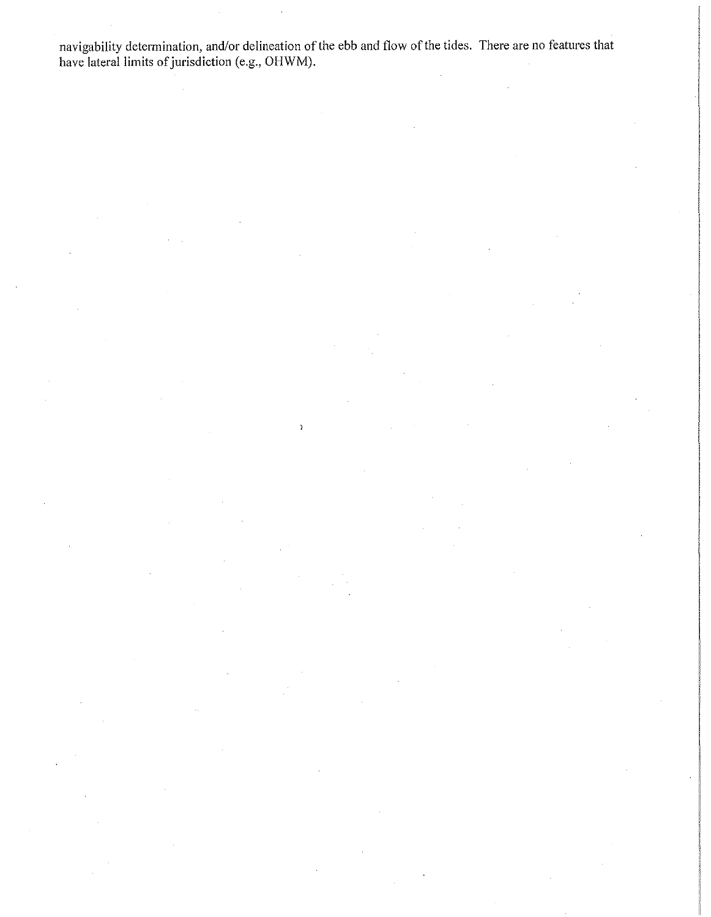navigability determination, and/or delineation of the ebb and flow of the tides. There are no features that have lateral limits of jurisdiction (e.g., OHWM).